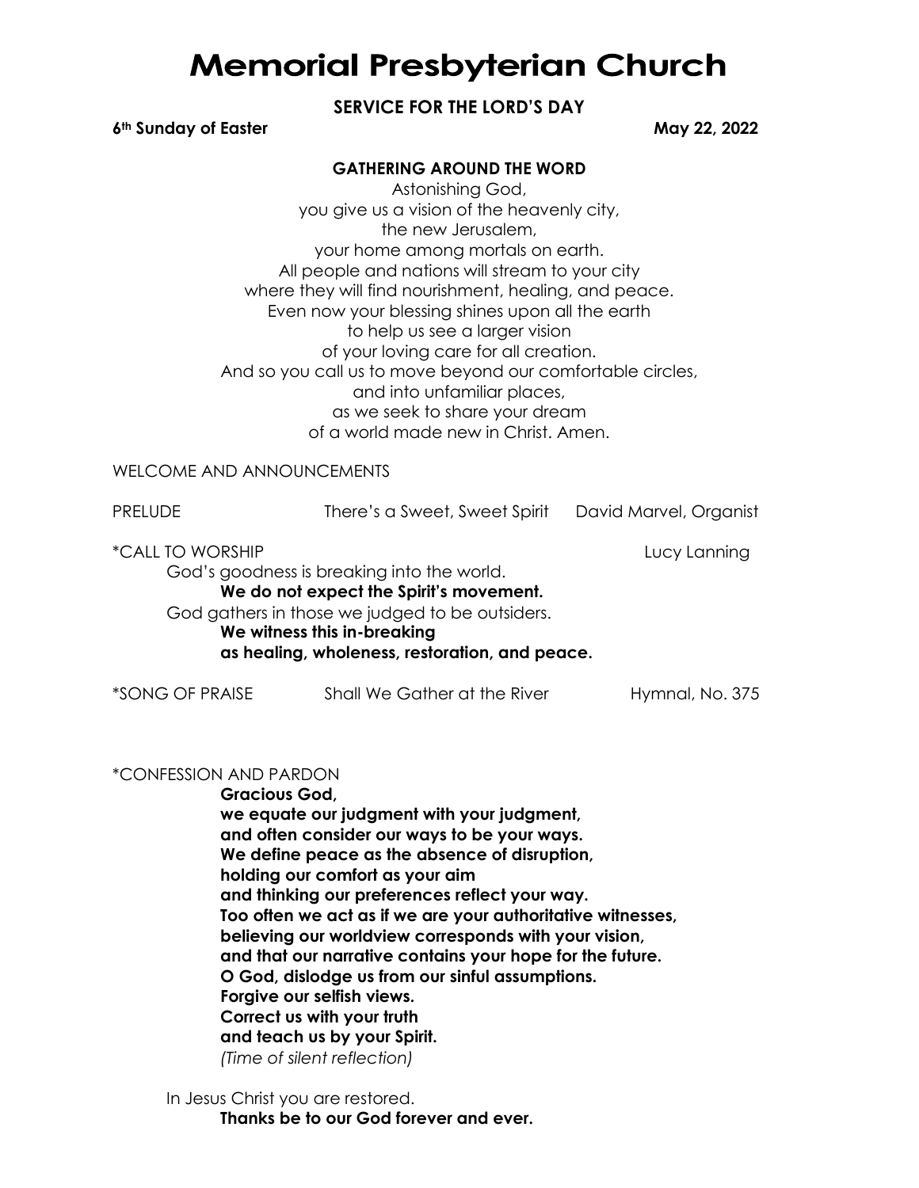# Memorial Presbyterian Church

**SERVICE FOR THE LORD'S DAY**

**6th Sunday of Easter** **May 22, 2022**

**GATHERING AROUND THE WORD**

Astonishing God,
you give us a vision of the heavenly city,
the new Jerusalem,
your home among mortals on earth.
All people and nations will stream to your city
where they will find nourishment, healing, and peace.
Even now your blessing shines upon all the earth
to help us see a larger vision
of your loving care for all creation.
And so you call us to move beyond our comfortable circles,
and into unfamiliar places,
as we seek to share your dream
of a world made new in Christ. Amen.

WELCOME AND ANNOUNCEMENTS

PRELUDE There's a Sweet, Sweet Spirit David Marvel, Organist

*CALL TO WORSHIP Lucy Lanning

God's goodness is breaking into the world.
**We do not expect the Spirit's movement.**
God gathers in those we judged to be outsiders.
**We witness this in-breaking**
**as healing, wholeness, restoration, and peace.**

*SONG OF PRAISE Shall We Gather at the River Hymnal, No. 375

*CONFESSION AND PARDON

**Gracious God,**
**we equate our judgment with your judgment,**
**and often consider our ways to be your ways.**
**We define peace as the absence of disruption,**
**holding our comfort as your aim**
**and thinking our preferences reflect your way.**
**Too often we act as if we are your authoritative witnesses,**
**believing our worldview corresponds with your vision,**
**and that our narrative contains your hope for the future.**
**O God, dislodge us from our sinful assumptions.**
**Forgive our selfish views.**
**Correct us with your truth**
**and teach us by your Spirit.**
*(Time of silent reflection)*

In Jesus Christ you are restored.
**Thanks be to our God forever and ever.**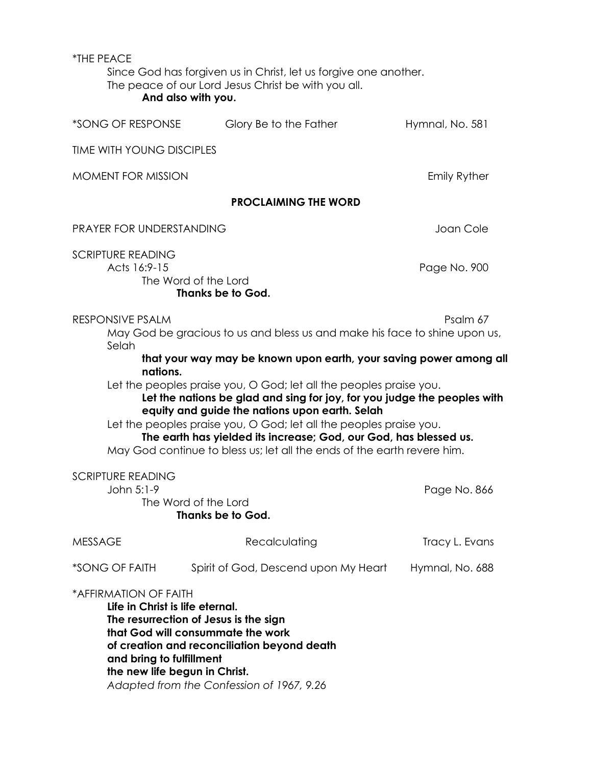*THE PEACE

Since God has forgiven us in Christ, let us forgive one another.
The peace of our Lord Jesus Christ be with you all.
**And also with you.**

*SONG OF RESPONSE — Glory Be to the Father — Hymnal, No. 581

TIME WITH YOUNG DISCIPLES

MOMENT FOR MISSION — Emily Ryther

## PROCLAIMING THE WORD

PRAYER FOR UNDERSTANDING — Joan Cole

SCRIPTURE READING

Acts 16:9-15 — Page No. 900

The Word of the Lord
**Thanks be to God.**

RESPONSIVE PSALM — Psalm 67

May God be gracious to us and bless us and make his face to shine upon us, Selah

**that your way may be known upon earth, your saving power among all nations.**

Let the peoples praise you, O God; let all the peoples praise you.

**Let the nations be glad and sing for joy, for you judge the peoples with equity and guide the nations upon earth. Selah**

Let the peoples praise you, O God; let all the peoples praise you.

**The earth has yielded its increase; God, our God, has blessed us.**

May God continue to bless us; let all the ends of the earth revere him.

SCRIPTURE READING

John 5:1-9 — Page No. 866

The Word of the Lord
**Thanks be to God.**

MESSAGE — Recalculating — Tracy L. Evans

*SONG OF FAITH — Spirit of God, Descend upon My Heart — Hymnal, No. 688

*AFFIRMATION OF FAITH

**Life in Christ is life eternal.
The resurrection of Jesus is the sign
that God will consummate the work
of creation and reconciliation beyond death
and bring to fulfillment
the new life begun in Christ.**

*Adapted from the Confession of 1967, 9.26*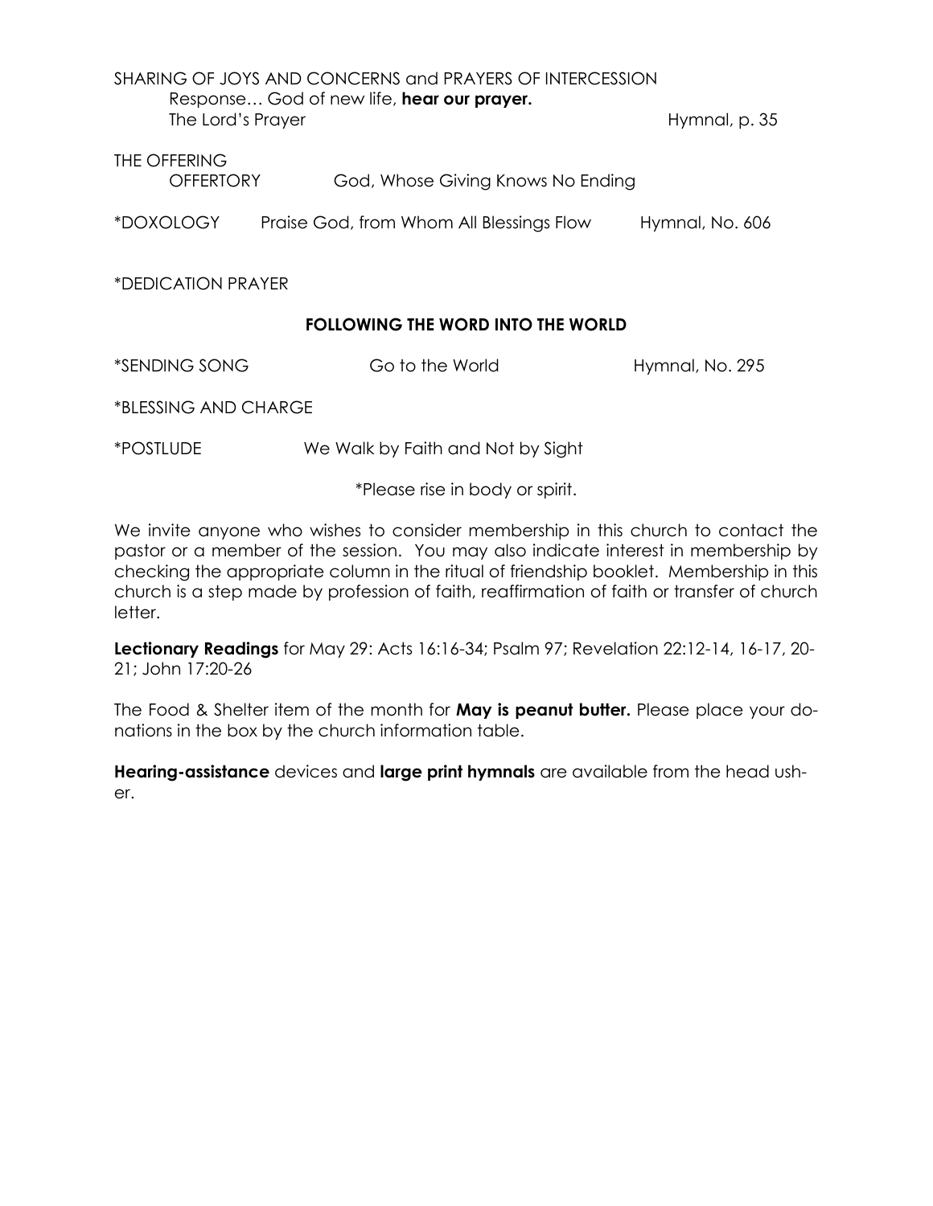SHARING OF JOYS AND CONCERNS and PRAYERS OF INTERCESSION

Response… God of new life, **hear our prayer.**

The Lord's Prayer — Hymnal, p. 35

THE OFFERING

OFFERTORY — God, Whose Giving Knows No Ending

*DOXOLOGY — Praise God, from Whom All Blessings Flow — Hymnal, No. 606

*DEDICATION PRAYER

## FOLLOWING THE WORD INTO THE WORLD

*SENDING SONG — Go to the World — Hymnal, No. 295

*BLESSING AND CHARGE

*POSTLUDE — We Walk by Faith and Not by Sight

*Please rise in body or spirit.

We invite anyone who wishes to consider membership in this church to contact the pastor or a member of the session. You may also indicate interest in membership by checking the appropriate column in the ritual of friendship booklet. Membership in this church is a step made by profession of faith, reaffirmation of faith or transfer of church letter.

**Lectionary Readings** for May 29: Acts 16:16-34; Psalm 97; Revelation 22:12-14, 16-17, 20-21; John 17:20-26

The Food & Shelter item of the month for **May is peanut butter.** Please place your donations in the box by the church information table.

**Hearing-assistance** devices and **large print hymnals** are available from the head usher.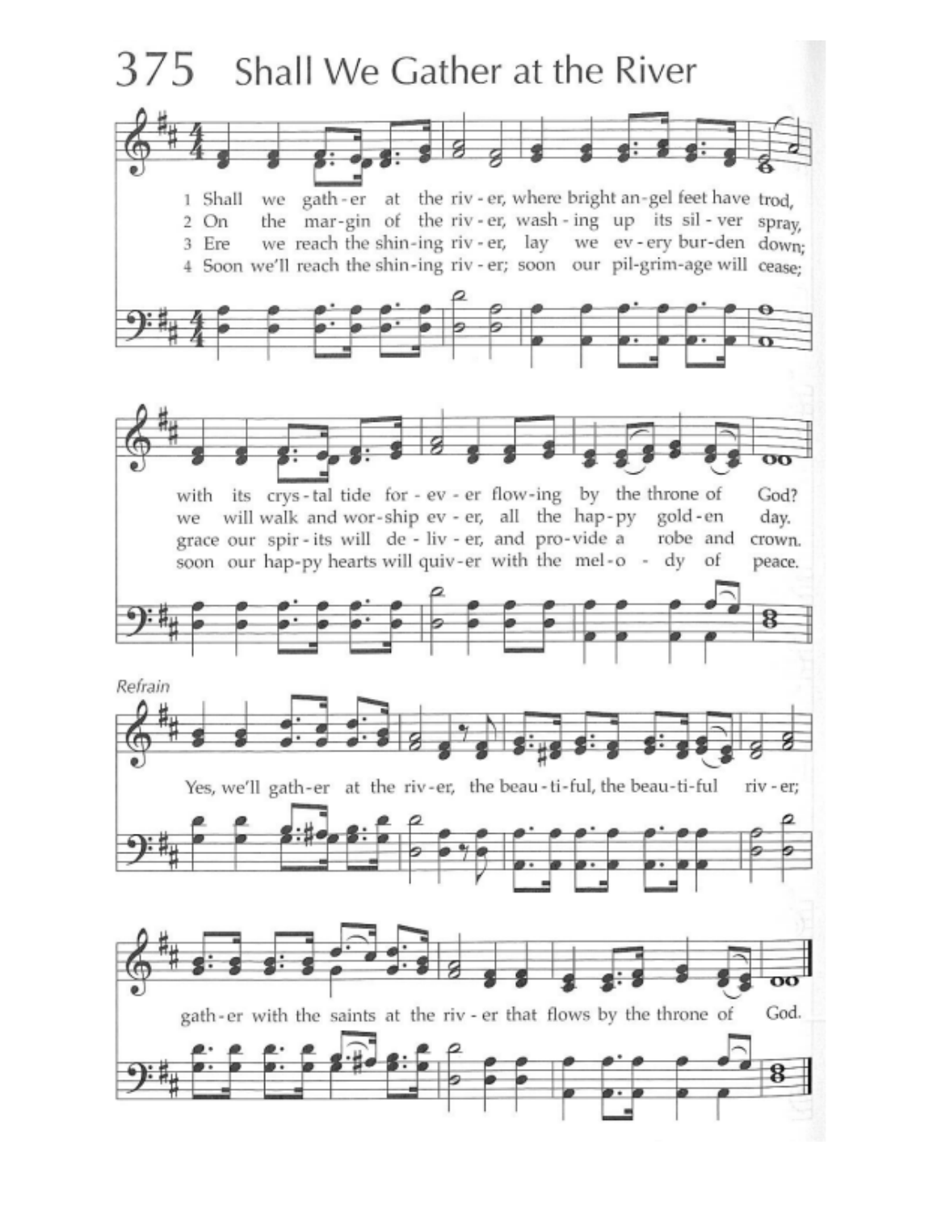# 375 Shall We Gather at the River

1 Shall we gath - er at the riv - er, where bright an - gel feet have trod,
with its crys - tal tide for - ev - er flow - ing by the throne of God?

2 On the mar - gin of the riv - er, wash - ing up its sil - ver spray,
we will walk and wor - ship ev - er, all the hap - py gold - en day.

3 Ere we reach the shin - ing riv - er, lay we ev - ery bur - den down;
grace our spir - its will de - liv - er, and pro - vide a robe and crown.

4 Soon we'll reach the shin - ing riv - er; soon our pil - grim - age will cease;
soon our hap - py hearts will quiv - er with the mel - o - dy of peace.

*Refrain*

Yes, we'll gath - er at the riv - er, the beau - ti - ful, the beau - ti - ful riv - er;
gath - er with the saints at the riv - er that flows by the throne of God.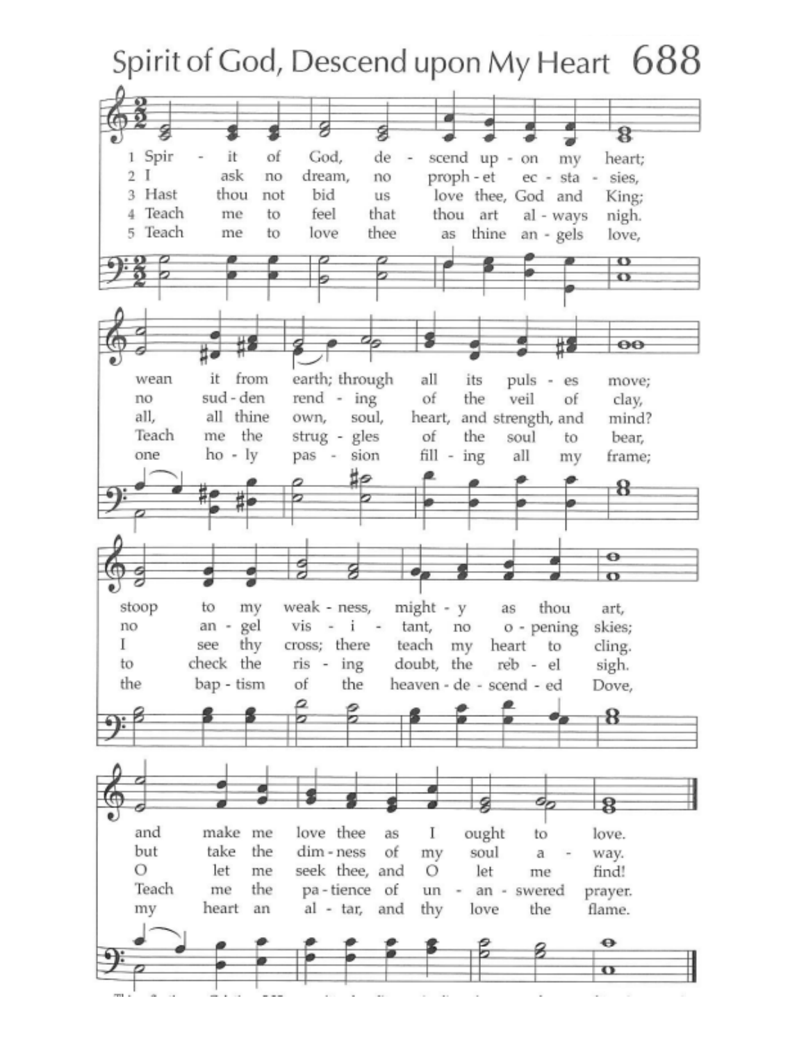# Spirit of God, Descend upon My Heart 688

1. Spirit of God, descend upon my heart; wean it from earth; through all its pulses move; stoop to my weakness, mighty as thou art, and make me love thee as I ought to love.

2. I ask no dream, no prophet ecstasies, no sudden rending of the veil of clay, no angel visitant, no opening skies; but take the dimness of my soul away.

3. Hast thou not bid us love thee, God and King; all, all thine own, soul, heart, and strength, and mind? I see thy cross; there teach my heart to cling. O let me seek thee, and O let me find!

4. Teach me to feel that thou art always nigh. Teach me the struggles of the soul to bear, to check the rising doubt, the rebel sigh. Teach me the patience of unanswered prayer.

5. Teach me to love thee as thine angels love, one holy passion filling all my frame; the baptism of the heaven-descended Dove, my heart an altar, and thy love the flame.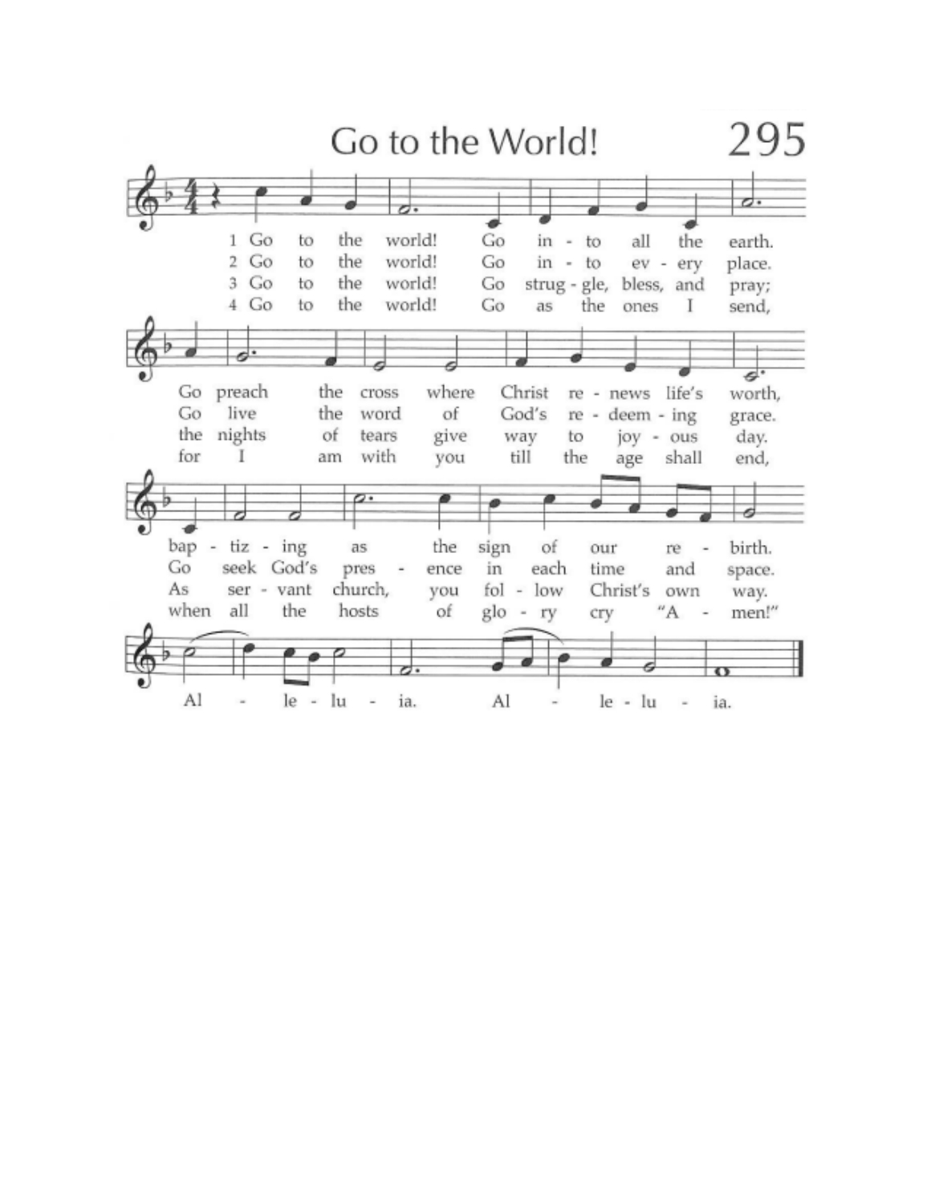# Go to the World!

295

1 Go to the world! Go into all the earth.
Go preach the cross where Christ renews life's worth,
baptizing as the sign of our rebirth.
Alleluia. Alleluia.

2 Go to the world! Go into every place.
Go live the word of God's redeeming grace.
Go seek God's presence in each time and space.
Alleluia. Alleluia.

3 Go to the world! Go struggle, bless, and pray;
the nights of tears give way to joyous day.
As servant church, you follow Christ's own way.
Alleluia. Alleluia.

4 Go to the world! Go as the ones I send,
for I am with you till the age shall end,
when all the hosts of glory cry "Amen!"
Alleluia. Alleluia.